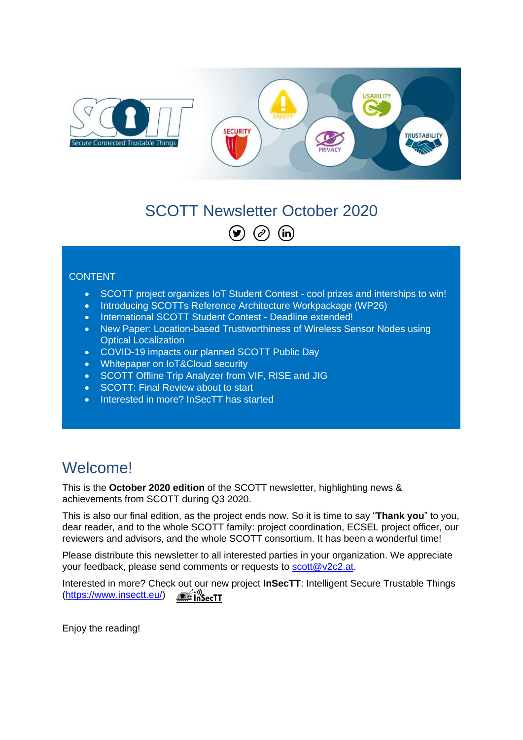# SCOTT Newsletter October 2020

CONTENT

- SCOTT project organizes IoT Student Contest - cool prizes and interships to win!
- Introducing SCOTTs Reference Architecture Workpackage (WP26)
- International SCOTT Student Contest - Deadline extended!
- New Paper: Location-based Trustworthiness of Wireless Sensor Nodes using Optical Localization
- COVID-19 impacts our planned SCOTT Public Day
- Whitepaper on IoT&Cloud security
- SCOTT Offline Trip Analyzer from VIF, RISE and JIG
- SCOTT: Final Review about to start
- Interested in more? InSecTT has started

## Welcome!

This is the **October 2020 edition** of the SCOTT newsletter, highlighting news & achievements from SCOTT during Q3 2020.

This is also our final edition, as the project ends now. So it is time to say "**Thank you**" to you, dear reader, and to the whole SCOTT family: project coordination, ECSEL project officer, our reviewers and advisors, and the whole SCOTT consortium. It has been a wonderful time!

Please distribute this newsletter to all interested parties in your organization. We appreciate your feedback, please send comments or requests to scott@v2c2.at.

Interested in more? Check out our new project **InSecTT**: Intelligent Secure Trustable Things (https://www.insectt.eu/)

Enjoy the reading!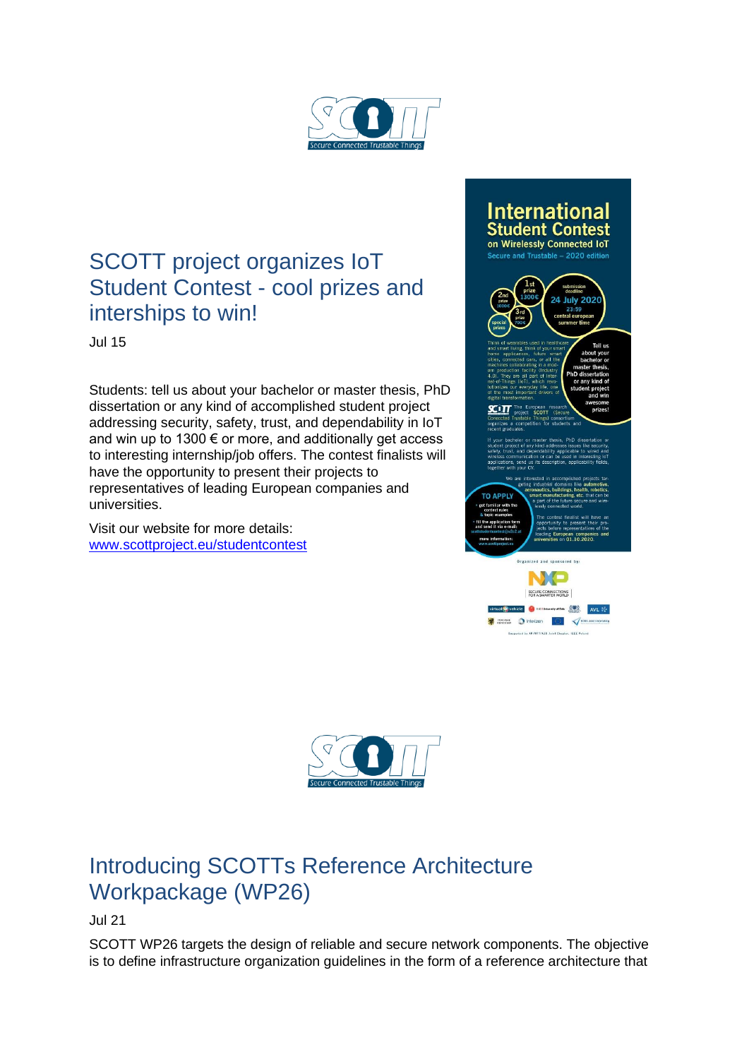## SCOTT project organizes IoT Student Contest - cool prizes and interships to win!

Jul 15

Students: tell us about your bachelor or master thesis, PhD dissertation or any kind of accomplished student project addressing security, safety, trust, and dependability in IoT and win up to 1300 € or more, and additionally get access to interesting internship/job offers. The contest finalists will have the opportunity to present their projects to representatives of leading European companies and universities.

Visit our website for more details: [www.scottproject.eu/studentcontest](www.scottproject.eu/studentcontest)

## Introducing SCOTTs Reference Architecture Workpackage (WP26)

Jul 21

SCOTT WP26 targets the design of reliable and secure network components. The objective is to define infrastructure organization guidelines in the form of a reference architecture that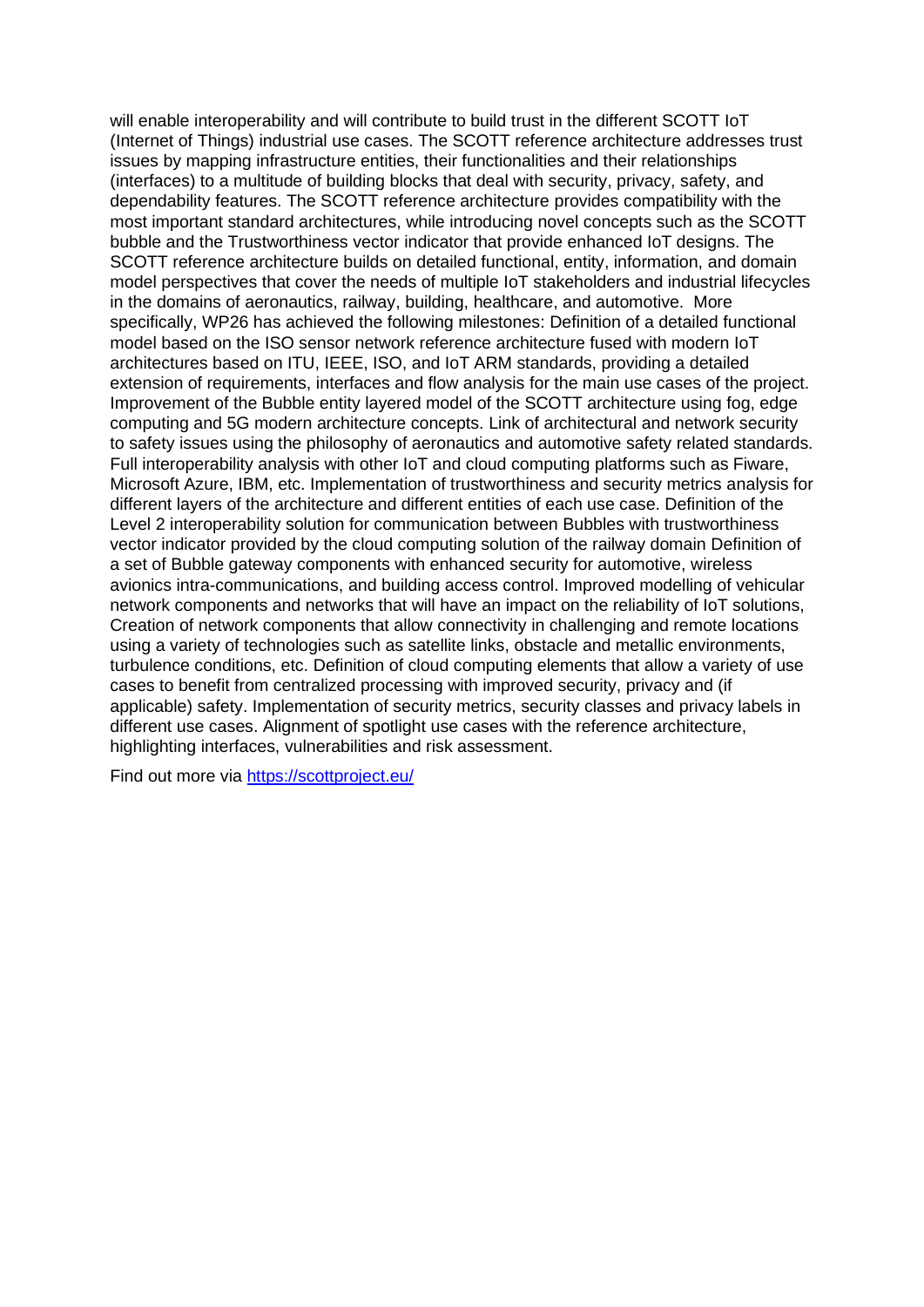will enable interoperability and will contribute to build trust in the different SCOTT IoT (Internet of Things) industrial use cases. The SCOTT reference architecture addresses trust issues by mapping infrastructure entities, their functionalities and their relationships (interfaces) to a multitude of building blocks that deal with security, privacy, safety, and dependability features. The SCOTT reference architecture provides compatibility with the most important standard architectures, while introducing novel concepts such as the SCOTT bubble and the Trustworthiness vector indicator that provide enhanced IoT designs. The SCOTT reference architecture builds on detailed functional, entity, information, and domain model perspectives that cover the needs of multiple IoT stakeholders and industrial lifecycles in the domains of aeronautics, railway, building, healthcare, and automotive. More specifically, WP26 has achieved the following milestones: Definition of a detailed functional model based on the ISO sensor network reference architecture fused with modern IoT architectures based on ITU, IEEE, ISO, and IoT ARM standards, providing a detailed extension of requirements, interfaces and flow analysis for the main use cases of the project. Improvement of the Bubble entity layered model of the SCOTT architecture using fog, edge computing and 5G modern architecture concepts. Link of architectural and network security to safety issues using the philosophy of aeronautics and automotive safety related standards. Full interoperability analysis with other IoT and cloud computing platforms such as Fiware, Microsoft Azure, IBM, etc. Implementation of trustworthiness and security metrics analysis for different layers of the architecture and different entities of each use case. Definition of the Level 2 interoperability solution for communication between Bubbles with trustworthiness vector indicator provided by the cloud computing solution of the railway domain Definition of a set of Bubble gateway components with enhanced security for automotive, wireless avionics intra-communications, and building access control. Improved modelling of vehicular network components and networks that will have an impact on the reliability of IoT solutions, Creation of network components that allow connectivity in challenging and remote locations using a variety of technologies such as satellite links, obstacle and metallic environments, turbulence conditions, etc. Definition of cloud computing elements that allow a variety of use cases to benefit from centralized processing with improved security, privacy and (if applicable) safety. Implementation of security metrics, security classes and privacy labels in different use cases. Alignment of spotlight use cases with the reference architecture, highlighting interfaces, vulnerabilities and risk assessment.

Find out more via https://scottproject.eu/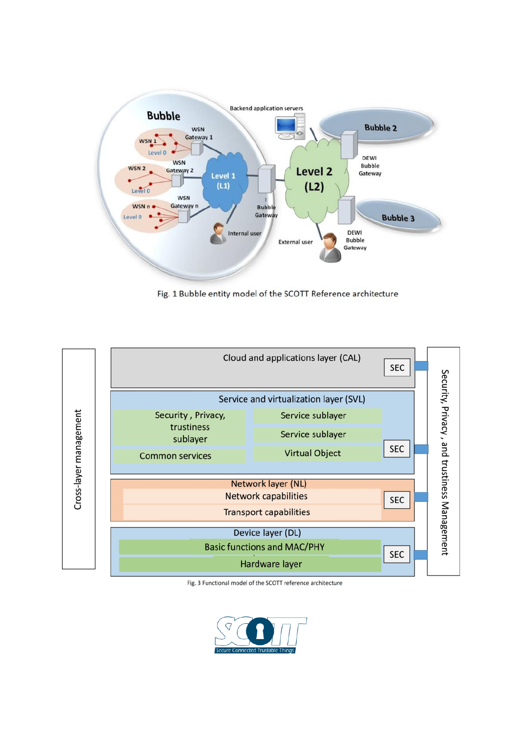Fig. 1 Bubble entity model of the SCOTT Reference architecture

Fig. 3 Functional model of the SCOTT reference architecture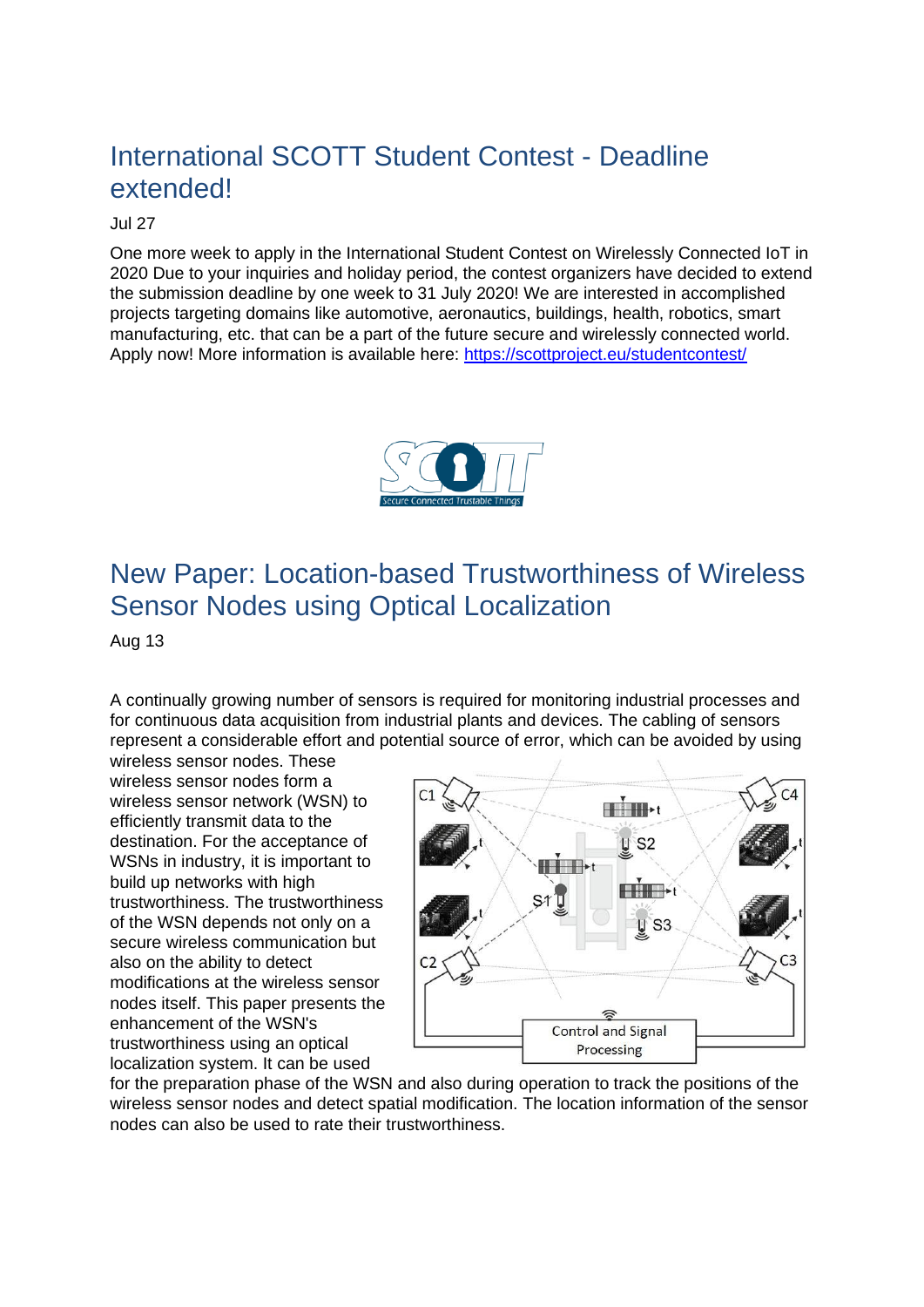## International SCOTT Student Contest - Deadline extended!

Jul 27

One more week to apply in the International Student Contest on Wirelessly Connected IoT in 2020 Due to your inquiries and holiday period, the contest organizers have decided to extend the submission deadline by one week to 31 July 2020! We are interested in accomplished projects targeting domains like automotive, aeronautics, buildings, health, robotics, smart manufacturing, etc. that can be a part of the future secure and wirelessly connected world. Apply now! More information is available here: https://scottproject.eu/studentcontest/

## New Paper: Location-based Trustworthiness of Wireless Sensor Nodes using Optical Localization

Aug 13

A continually growing number of sensors is required for monitoring industrial processes and for continuous data acquisition from industrial plants and devices. The cabling of sensors represent a considerable effort and potential source of error, which can be avoided by using wireless sensor nodes. These wireless sensor nodes form a wireless sensor network (WSN) to efficiently transmit data to the destination. For the acceptance of WSNs in industry, it is important to build up networks with high trustworthiness. The trustworthiness of the WSN depends not only on a secure wireless communication but also on the ability to detect modifications at the wireless sensor nodes itself. This paper presents the enhancement of the WSN's trustworthiness using an optical localization system. It can be used for the preparation phase of the WSN and also during operation to track the positions of the wireless sensor nodes and detect spatial modification. The location information of the sensor nodes can also be used to rate their trustworthiness.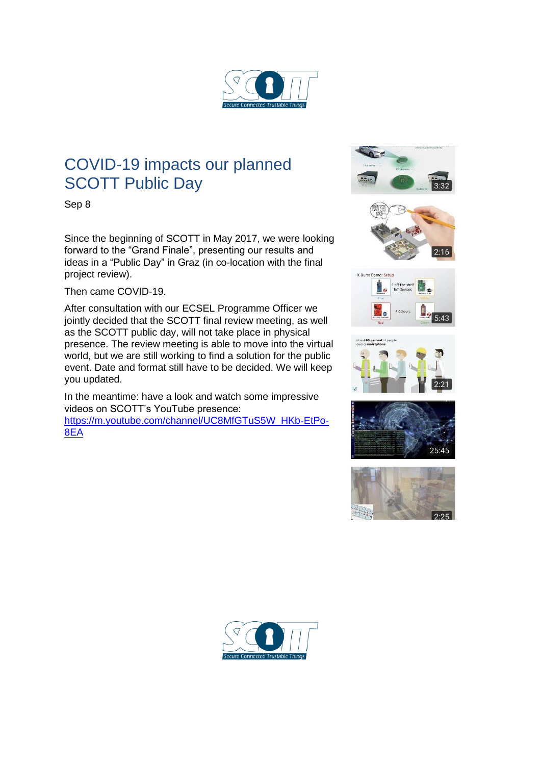# COVID-19 impacts our planned SCOTT Public Day

Sep 8

Since the beginning of SCOTT in May 2017, we were looking forward to the "Grand Finale", presenting our results and ideas in a "Public Day" in Graz (in co-location with the final project review).

Then came COVID-19.

After consultation with our ECSEL Programme Officer we jointly decided that the SCOTT final review meeting, as well as the SCOTT public day, will not take place in physical presence. The review meeting is able to move into the virtual world, but we are still working to find a solution for the public event. Date and format still have to be decided. We will keep you updated.

In the meantime: have a look and watch some impressive videos on SCOTT's YouTube presence: [https://m.youtube.com/channel/UC8MfGTuS5W_HKb-EtPo-8EA](https://m.youtube.com/channel/UC8MfGTuS5W_HKb-EtPo-8EA)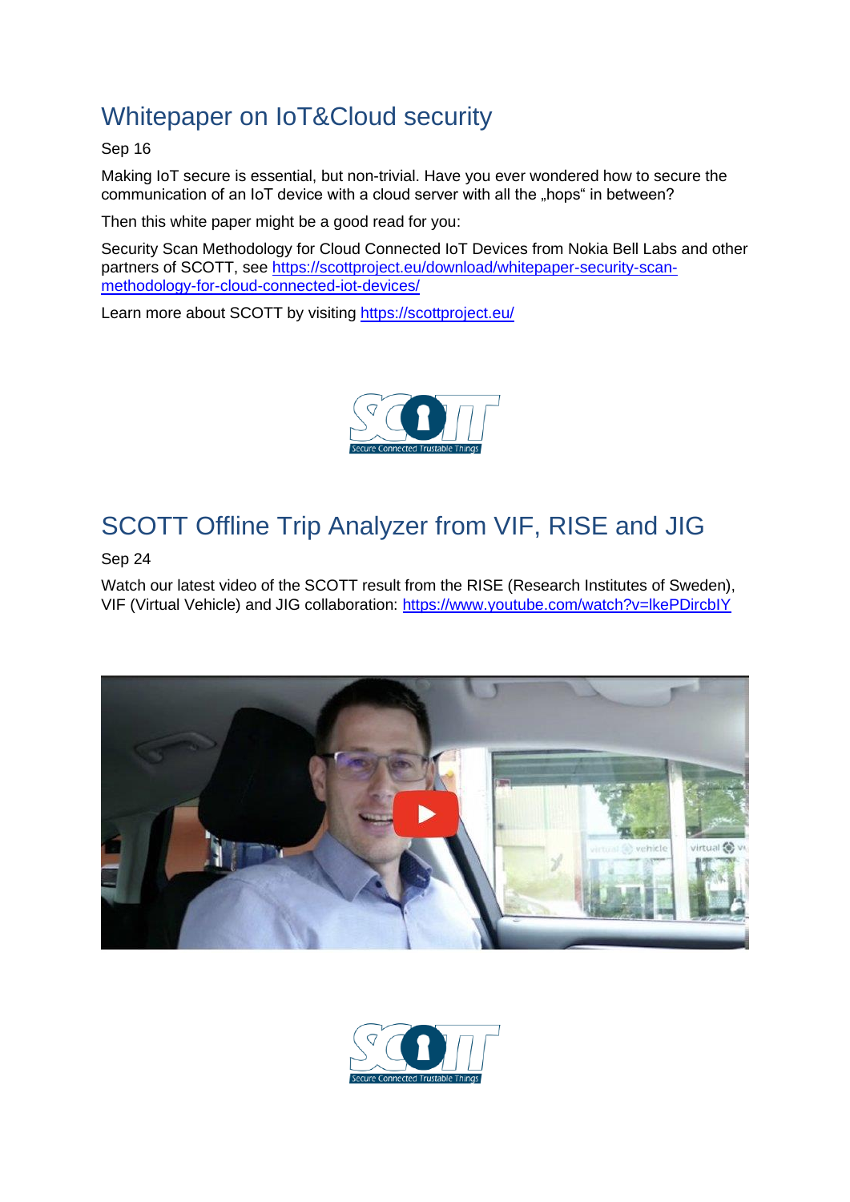## Whitepaper on IoT&Cloud security

Sep 16

Making IoT secure is essential, but non-trivial. Have you ever wondered how to secure the communication of an IoT device with a cloud server with all the „hops" in between?

Then this white paper might be a good read for you:

Security Scan Methodology for Cloud Connected IoT Devices from Nokia Bell Labs and other partners of SCOTT, see https://scottproject.eu/download/whitepaper-security-scan-methodology-for-cloud-connected-iot-devices/

Learn more about SCOTT by visiting https://scottproject.eu/

## SCOTT Offline Trip Analyzer from VIF, RISE and JIG

Sep 24

Watch our latest video of the SCOTT result from the RISE (Research Institutes of Sweden), VIF (Virtual Vehicle) and JIG collaboration: https://www.youtube.com/watch?v=lkePDircbIY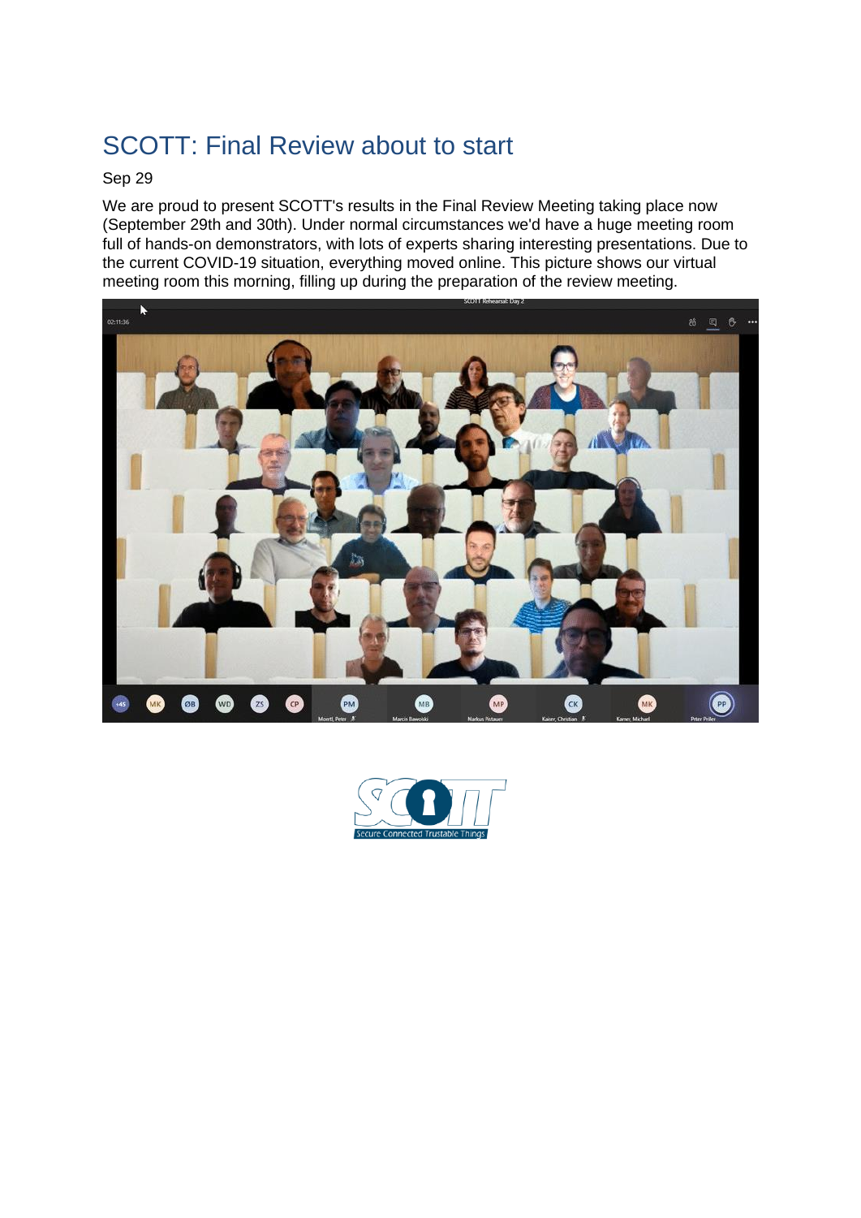## SCOTT: Final Review about to start

Sep 29

We are proud to present SCOTT's results in the Final Review Meeting taking place now (September 29th and 30th). Under normal circumstances we'd have a huge meeting room full of hands-on demonstrators, with lots of experts sharing interesting presentations. Due to the current COVID-19 situation, everything moved online. This picture shows our virtual meeting room this morning, filling up during the preparation of the review meeting.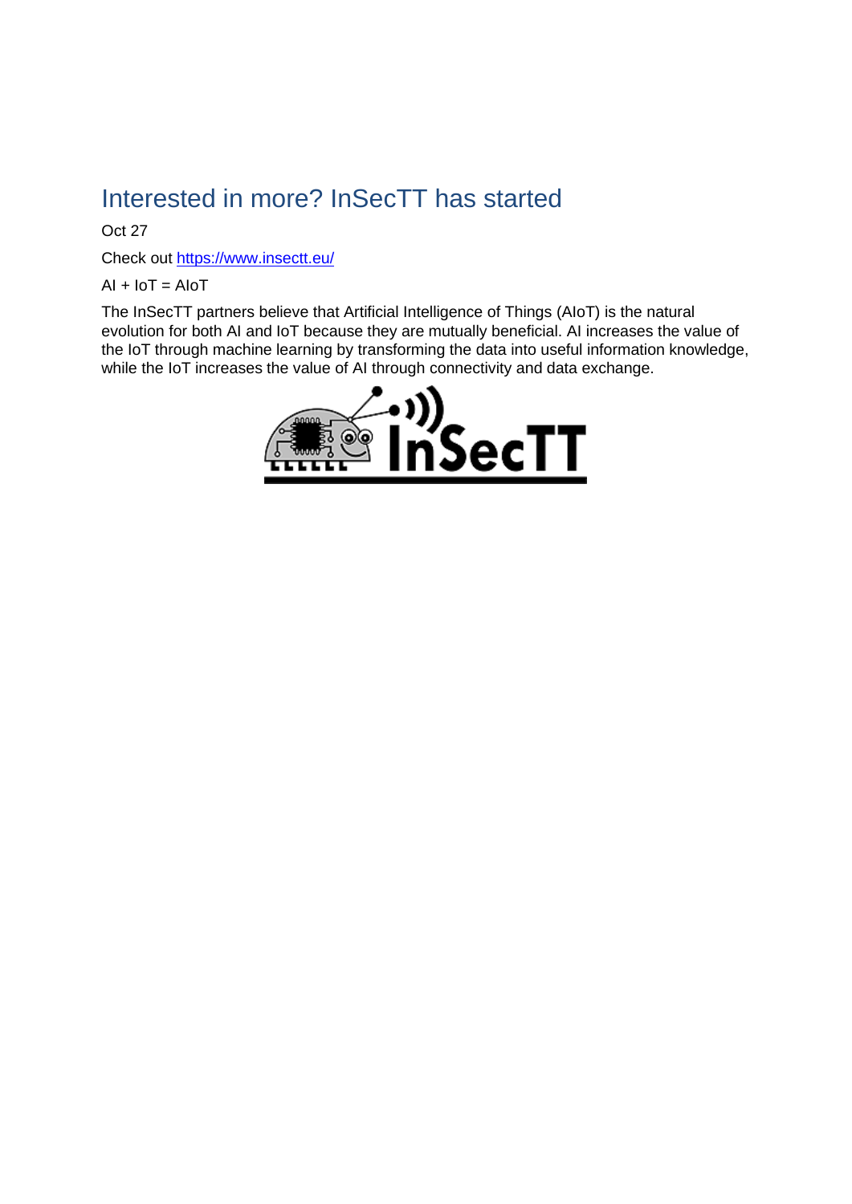## Interested in more? InSecTT has started

Oct 27

Check out [https://www.insectt.eu/](https://www.insectt.eu/)

AI + IoT = AIoT

The InSecTT partners believe that Artificial Intelligence of Things (AIoT) is the natural evolution for both AI and IoT because they are mutually beneficial. AI increases the value of the IoT through machine learning by transforming the data into useful information knowledge, while the IoT increases the value of AI through connectivity and data exchange.